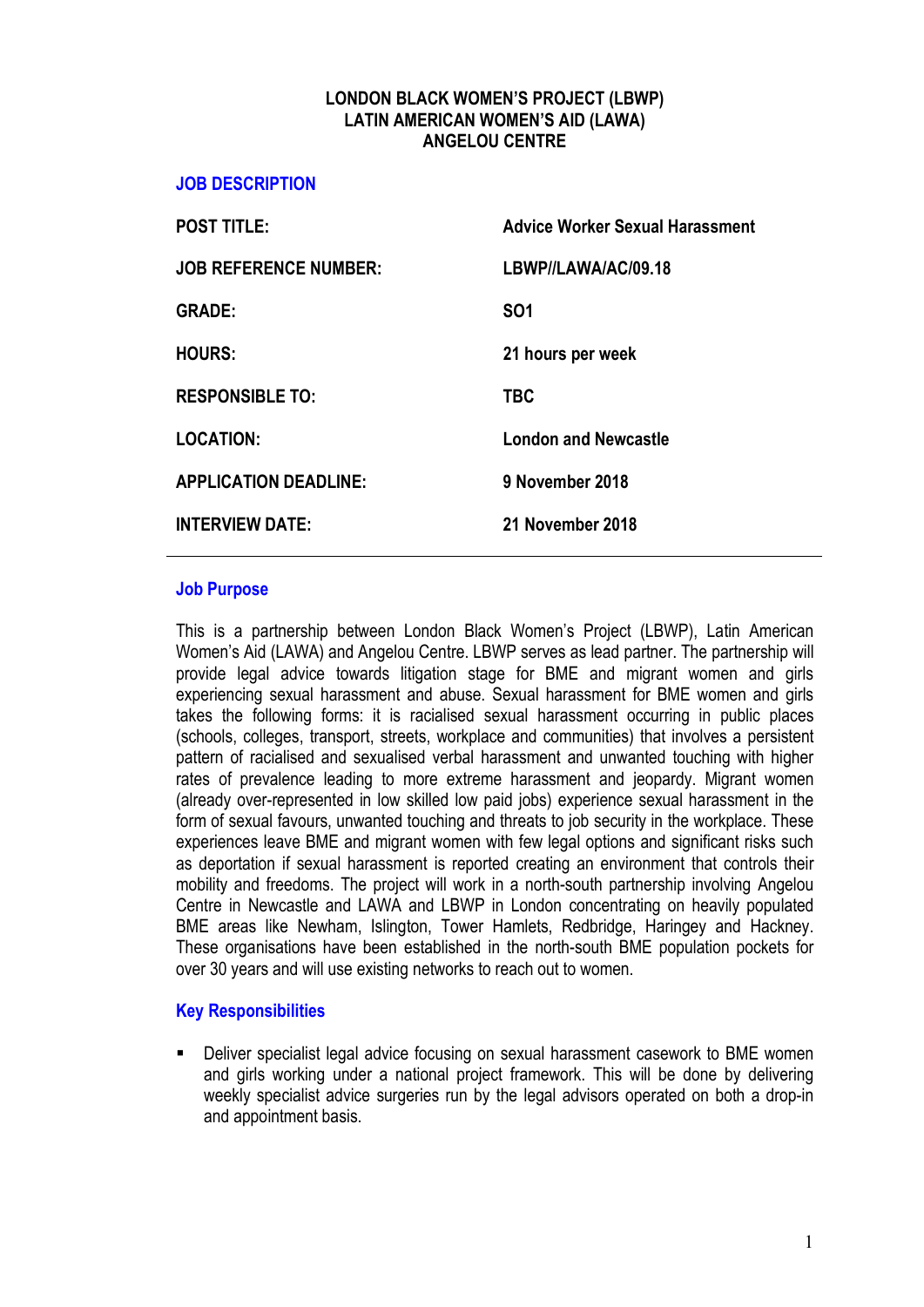**LONDON BLACK WOMEN'S PROJECT (LBWP)**
**LATIN AMERICAN WOMEN'S AID (LAWA)**
**ANGELOU CENTRE**

## JOB DESCRIPTION

| | |
|---|---|
| **POST TITLE:** | **Advice Worker Sexual Harassment** |
| **JOB REFERENCE NUMBER:** | **LBWP//LAWA/AC/09.18** |
| **GRADE:** | **SO1** |
| **HOURS:** | **21 hours per week** |
| **RESPONSIBLE TO:** | **TBC** |
| **LOCATION:** | **London and Newcastle** |
| **APPLICATION DEADLINE:** | **9 November 2018** |
| **INTERVIEW DATE:** | **21 November 2018** |

---

### Job Purpose

This is a partnership between London Black Women's Project (LBWP), Latin American Women's Aid (LAWA) and Angelou Centre. LBWP serves as lead partner. The partnership will provide legal advice towards litigation stage for BME and migrant women and girls experiencing sexual harassment and abuse. Sexual harassment for BME women and girls takes the following forms: it is racialised sexual harassment occurring in public places (schools, colleges, transport, streets, workplace and communities) that involves a persistent pattern of racialised and sexualised verbal harassment and unwanted touching with higher rates of prevalence leading to more extreme harassment and jeopardy. Migrant women (already over-represented in low skilled low paid jobs) experience sexual harassment in the form of sexual favours, unwanted touching and threats to job security in the workplace. These experiences leave BME and migrant women with few legal options and significant risks such as deportation if sexual harassment is reported creating an environment that controls their mobility and freedoms. The project will work in a north-south partnership involving Angelou Centre in Newcastle and LAWA and LBWP in London concentrating on heavily populated BME areas like Newham, Islington, Tower Hamlets, Redbridge, Haringey and Hackney. These organisations have been established in the north-south BME population pockets for over 30 years and will use existing networks to reach out to women.

### Key Responsibilities

- Deliver specialist legal advice focusing on sexual harassment casework to BME women and girls working under a national project framework. This will be done by delivering weekly specialist advice surgeries run by the legal advisors operated on both a drop-in and appointment basis.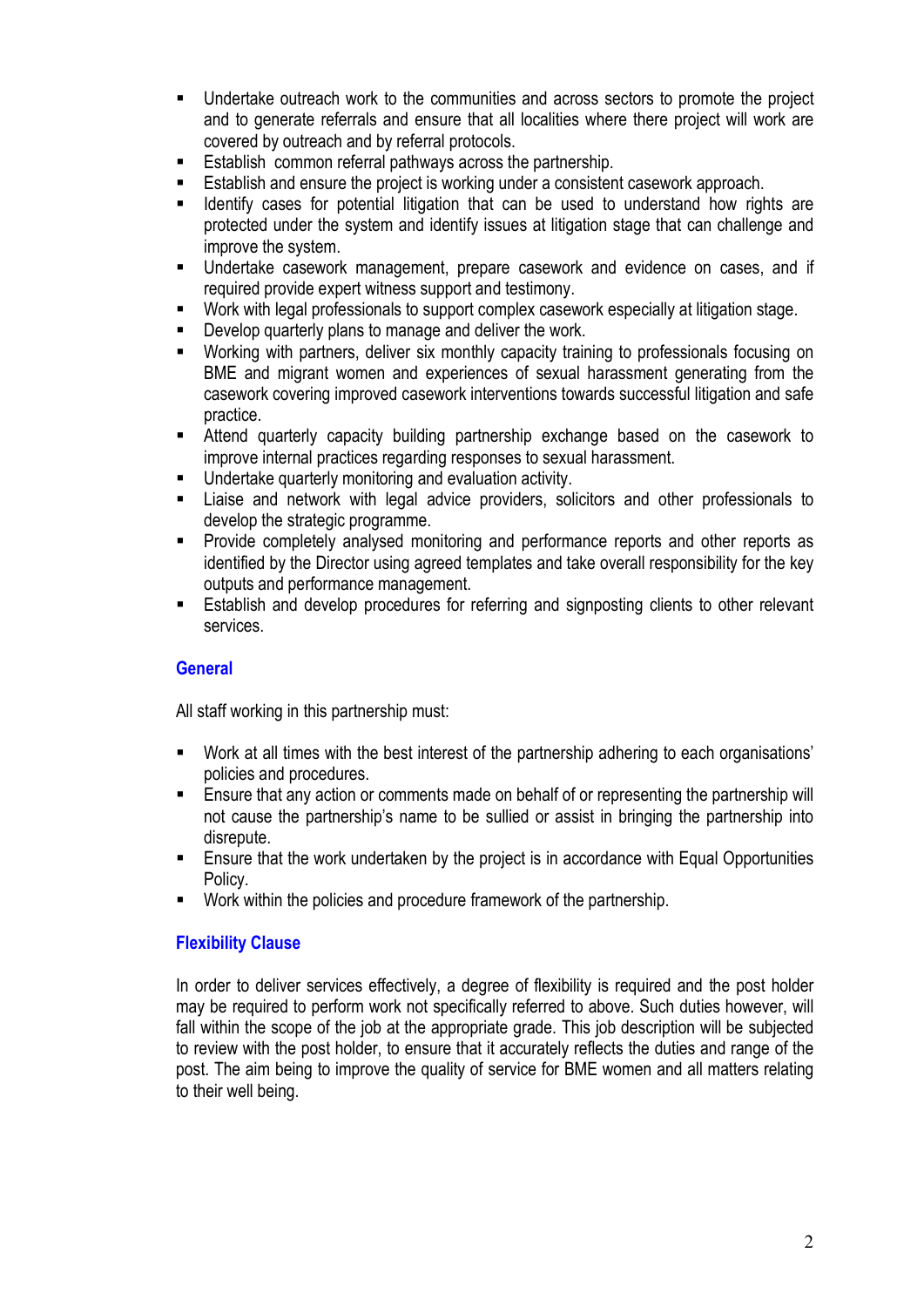- Undertake outreach work to the communities and across sectors to promote the project and to generate referrals and ensure that all localities where there project will work are covered by outreach and by referral protocols.
- Establish common referral pathways across the partnership.
- Establish and ensure the project is working under a consistent casework approach.
- Identify cases for potential litigation that can be used to understand how rights are protected under the system and identify issues at litigation stage that can challenge and improve the system.
- Undertake casework management, prepare casework and evidence on cases, and if required provide expert witness support and testimony.
- Work with legal professionals to support complex casework especially at litigation stage.
- Develop quarterly plans to manage and deliver the work.
- Working with partners, deliver six monthly capacity training to professionals focusing on BME and migrant women and experiences of sexual harassment generating from the casework covering improved casework interventions towards successful litigation and safe practice.
- Attend quarterly capacity building partnership exchange based on the casework to improve internal practices regarding responses to sexual harassment.
- Undertake quarterly monitoring and evaluation activity.
- Liaise and network with legal advice providers, solicitors and other professionals to develop the strategic programme.
- Provide completely analysed monitoring and performance reports and other reports as identified by the Director using agreed templates and take overall responsibility for the key outputs and performance management.
- Establish and develop procedures for referring and signposting clients to other relevant services.

## General

All staff working in this partnership must:

- Work at all times with the best interest of the partnership adhering to each organisations' policies and procedures.
- Ensure that any action or comments made on behalf of or representing the partnership will not cause the partnership's name to be sullied or assist in bringing the partnership into disrepute.
- Ensure that the work undertaken by the project is in accordance with Equal Opportunities Policy.
- Work within the policies and procedure framework of the partnership.

## Flexibility Clause

In order to deliver services effectively, a degree of flexibility is required and the post holder may be required to perform work not specifically referred to above. Such duties however, will fall within the scope of the job at the appropriate grade. This job description will be subjected to review with the post holder, to ensure that it accurately reflects the duties and range of the post. The aim being to improve the quality of service for BME women and all matters relating to their well being.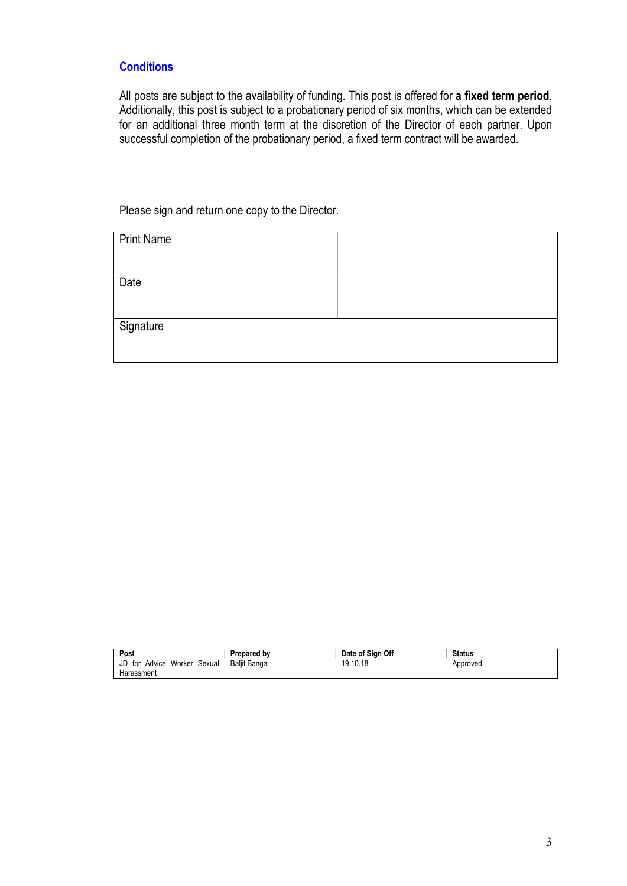## Conditions

All posts are subject to the availability of funding. This post is offered for **a fixed term period**. Additionally, this post is subject to a probationary period of six months, which can be extended for an additional three month term at the discretion of the Director of each partner. Upon successful completion of the probationary period, a fixed term contract will be awarded.

Please sign and return one copy to the Director.

| | |
|---|---|
| Print Name | |
| Date | |
| Signature | |

| Post | Prepared by | Date of Sign Off | Status |
|---|---|---|---|
| JD for Advice Worker Sexual Harassment | Baljit Banga | 19.10.18 | Approved |